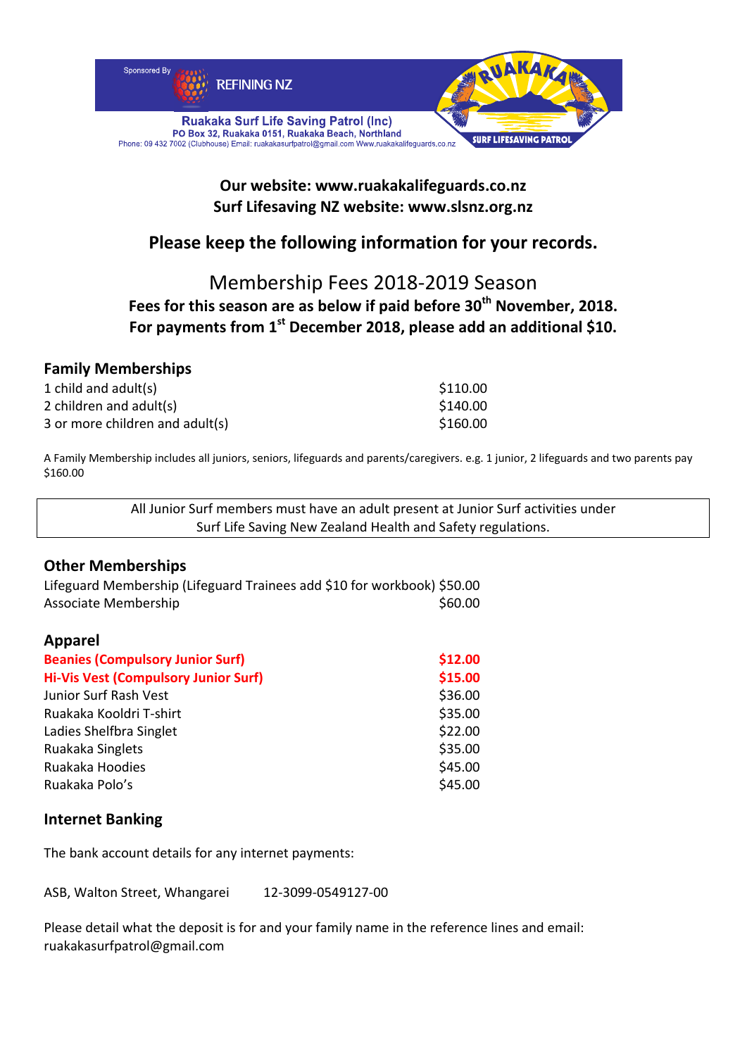Sponsored By REFINING NZ

**Ruakaka Surf Life Saving Patrol (Inc)**
**PO Box 32, Ruakaka 0151, Ruakaka Beach, Northland**
Phone: 09 432 7002 (Clubhouse) Email: ruakakasurfpatrol@gmail.com Www.ruakakalifeguards.co.nz

**Our website: www.ruakakalifeguards.co.nz**
**Surf Lifesaving NZ website: www.slsnz.org.nz**

## Please keep the following information for your records.

# Membership Fees 2018-2019 Season

**Fees for this season are as below if paid before 30th November, 2018.**
**For payments from 1st December 2018, please add an additional $10.**

### Family Memberships

| | |
|---|---|
| 1 child and adult(s) | $110.00 |
| 2 children and adult(s) | $140.00 |
| 3 or more children and adult(s) | $160.00 |

A Family Membership includes all juniors, seniors, lifeguards and parents/caregivers. e.g. 1 junior, 2 lifeguards and two parents pay $160.00

All Junior Surf members must have an adult present at Junior Surf activities under Surf Life Saving New Zealand Health and Safety regulations.

### Other Memberships

| | |
|---|---|
| Lifeguard Membership (Lifeguard Trainees add $10 for workbook) | $50.00 |
| Associate Membership | $60.00 |

### Apparel

| | |
|---|---|
| **Beanies (Compulsory Junior Surf)** | **$12.00** |
| **Hi-Vis Vest (Compulsory Junior Surf)** | **$15.00** |
| Junior Surf Rash Vest | $36.00 |
| Ruakaka Kooldri T-shirt | $35.00 |
| Ladies Shelfbra Singlet | $22.00 |
| Ruakaka Singlets | $35.00 |
| Ruakaka Hoodies | $45.00 |
| Ruakaka Polo's | $45.00 |

### Internet Banking

The bank account details for any internet payments:

ASB, Walton Street, Whangarei 12-3099-0549127-00

Please detail what the deposit is for and your family name in the reference lines and email: ruakakasurfpatrol@gmail.com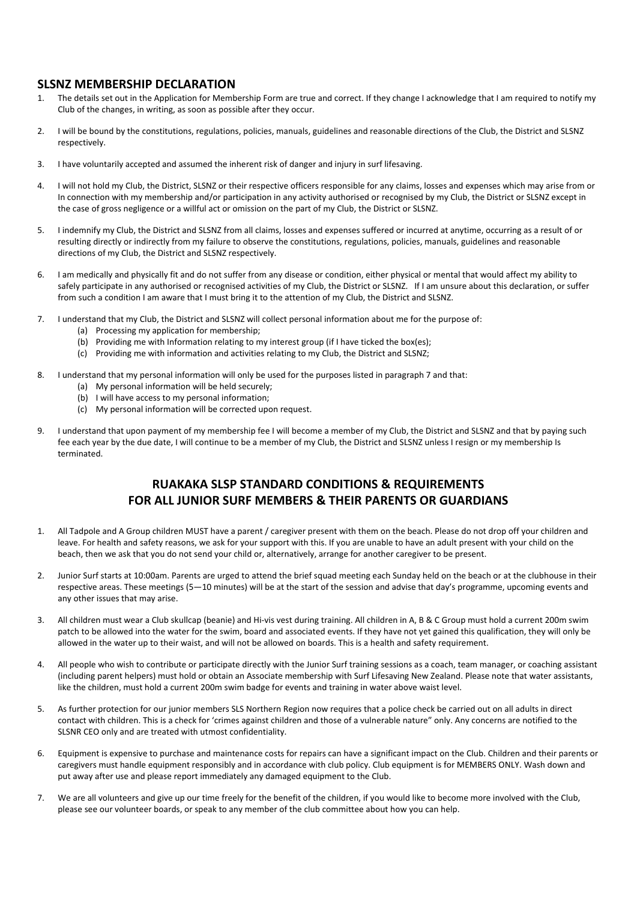## SLSNZ MEMBERSHIP DECLARATION

1. The details set out in the Application for Membership Form are true and correct. If they change I acknowledge that I am required to notify my Club of the changes, in writing, as soon as possible after they occur.

2. I will be bound by the constitutions, regulations, policies, manuals, guidelines and reasonable directions of the Club, the District and SLSNZ respectively.

3. I have voluntarily accepted and assumed the inherent risk of danger and injury in surf lifesaving.

4. I will not hold my Club, the District, SLSNZ or their respective officers responsible for any claims, losses and expenses which may arise from or In connection with my membership and/or participation in any activity authorised or recognised by my Club, the District or SLSNZ except in the case of gross negligence or a willful act or omission on the part of my Club, the District or SLSNZ.

5. I indemnify my Club, the District and SLSNZ from all claims, losses and expenses suffered or incurred at anytime, occurring as a result of or resulting directly or indirectly from my failure to observe the constitutions, regulations, policies, manuals, guidelines and reasonable directions of my Club, the District and SLSNZ respectively.

6. I am medically and physically fit and do not suffer from any disease or condition, either physical or mental that would affect my ability to safely participate in any authorised or recognised activities of my Club, the District or SLSNZ. If I am unsure about this declaration, or suffer from such a condition I am aware that I must bring it to the attention of my Club, the District and SLSNZ.

7. I understand that my Club, the District and SLSNZ will collect personal information about me for the purpose of:
   (a) Processing my application for membership;
   (b) Providing me with Information relating to my interest group (if I have ticked the box(es);
   (c) Providing me with information and activities relating to my Club, the District and SLSNZ;

8. I understand that my personal information will only be used for the purposes listed in paragraph 7 and that:
   (a) My personal information will be held securely;
   (b) I will have access to my personal information;
   (c) My personal information will be corrected upon request.

9. I understand that upon payment of my membership fee I will become a member of my Club, the District and SLSNZ and that by paying such fee each year by the due date, I will continue to be a member of my Club, the District and SLSNZ unless I resign or my membership Is terminated.

## RUAKAKA SLSP STANDARD CONDITIONS & REQUIREMENTS FOR ALL JUNIOR SURF MEMBERS & THEIR PARENTS OR GUARDIANS

1. All Tadpole and A Group children MUST have a parent / caregiver present with them on the beach. Please do not drop off your children and leave. For health and safety reasons, we ask for your support with this. If you are unable to have an adult present with your child on the beach, then we ask that you do not send your child or, alternatively, arrange for another caregiver to be present.

2. Junior Surf starts at 10:00am. Parents are urged to attend the brief squad meeting each Sunday held on the beach or at the clubhouse in their respective areas. These meetings (5—10 minutes) will be at the start of the session and advise that day's programme, upcoming events and any other issues that may arise.

3. All children must wear a Club skullcap (beanie) and Hi-vis vest during training. All children in A, B & C Group must hold a current 200m swim patch to be allowed into the water for the swim, board and associated events. If they have not yet gained this qualification, they will only be allowed in the water up to their waist, and will not be allowed on boards. This is a health and safety requirement.

4. All people who wish to contribute or participate directly with the Junior Surf training sessions as a coach, team manager, or coaching assistant (including parent helpers) must hold or obtain an Associate membership with Surf Lifesaving New Zealand. Please note that water assistants, like the children, must hold a current 200m swim badge for events and training in water above waist level.

5. As further protection for our junior members SLS Northern Region now requires that a police check be carried out on all adults in direct contact with children. This is a check for 'crimes against children and those of a vulnerable nature" only. Any concerns are notified to the SLSNR CEO only and are treated with utmost confidentiality.

6. Equipment is expensive to purchase and maintenance costs for repairs can have a significant impact on the Club. Children and their parents or caregivers must handle equipment responsibly and in accordance with club policy. Club equipment is for MEMBERS ONLY. Wash down and put away after use and please report immediately any damaged equipment to the Club.

7. We are all volunteers and give up our time freely for the benefit of the children, if you would like to become more involved with the Club, please see our volunteer boards, or speak to any member of the club committee about how you can help.